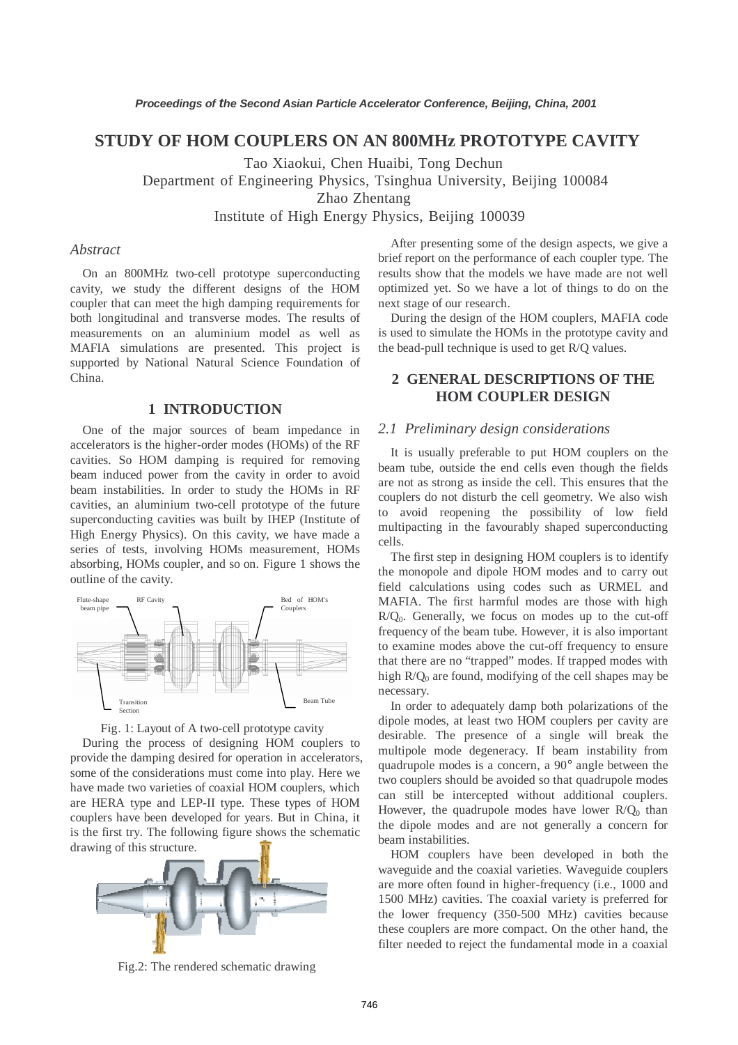# STUDY OF HOM COUPLERS ON AN 800MHz PROTOTYPE CAVITY

Tao Xiaokui, Chen Huaibi, Tong Dechun
Department of Engineering Physics, Tsinghua University, Beijing 100084
Zhao Zhentang
Institute of High Energy Physics, Beijing 100039

## *Abstract*

On an 800MHz two-cell prototype superconducting cavity, we study the different designs of the HOM coupler that can meet the high damping requirements for both longitudinal and transverse modes. The results of measurements on an aluminium model as well as MAFIA simulations are presented. This project is supported by National Natural Science Foundation of China.

## 1 INTRODUCTION

One of the major sources of beam impedance in accelerators is the higher-order modes (HOMs) of the RF cavities. So HOM damping is required for removing beam induced power from the cavity in order to avoid beam instabilities. In order to study the HOMs in RF cavities, an aluminium two-cell prototype of the future superconducting cavities was built by IHEP (Institute of High Energy Physics). On this cavity, we have made a series of tests, involving HOMs measurement, HOMs absorbing, HOMs coupler, and so on. Figure 1 shows the outline of the cavity.

Fig. 1: Layout of A two-cell prototype cavity

During the process of designing HOM couplers to provide the damping desired for operation in accelerators, some of the considerations must come into play. Here we have made two varieties of coaxial HOM couplers, which are HERA type and LEP-II type. These types of HOM couplers have been developed for years. But in China, it is the first try. The following figure shows the schematic drawing of this structure.

Fig.2: The rendered schematic drawing

After presenting some of the design aspects, we give a brief report on the performance of each coupler type. The results show that the models we have made are not well optimized yet. So we have a lot of things to do on the next stage of our research.

During the design of the HOM couplers, MAFIA code is used to simulate the HOMs in the prototype cavity and the bead-pull technique is used to get R/Q values.

## 2 GENERAL DESCRIPTIONS OF THE HOM COUPLER DESIGN

### *2.1 Preliminary design considerations*

It is usually preferable to put HOM couplers on the beam tube, outside the end cells even though the fields are not as strong as inside the cell. This ensures that the couplers do not disturb the cell geometry. We also wish to avoid reopening the possibility of low field multipacting in the favourably shaped superconducting cells.

The first step in designing HOM couplers is to identify the monopole and dipole HOM modes and to carry out field calculations using codes such as URMEL and MAFIA. The first harmful modes are those with high $R/Q_0$. Generally, we focus on modes up to the cut-off frequency of the beam tube. However, it is also important to examine modes above the cut-off frequency to ensure that there are no "trapped" modes. If trapped modes with high $R/Q_0$ are found, modifying of the cell shapes may be necessary.

In order to adequately damp both polarizations of the dipole modes, at least two HOM couplers per cavity are desirable. The presence of a single will break the multipole mode degeneracy. If beam instability from quadrupole modes is a concern, a 90° angle between the two couplers should be avoided so that quadrupole modes can still be intercepted without additional couplers. However, the quadrupole modes have lower $R/Q_0$ than the dipole modes and are not generally a concern for beam instabilities.

HOM couplers have been developed in both the waveguide and the coaxial varieties. Waveguide couplers are more often found in higher-frequency (i.e., 1000 and 1500 MHz) cavities. The coaxial variety is preferred for the lower frequency (350-500 MHz) cavities because these couplers are more compact. On the other hand, the filter needed to reject the fundamental mode in a coaxial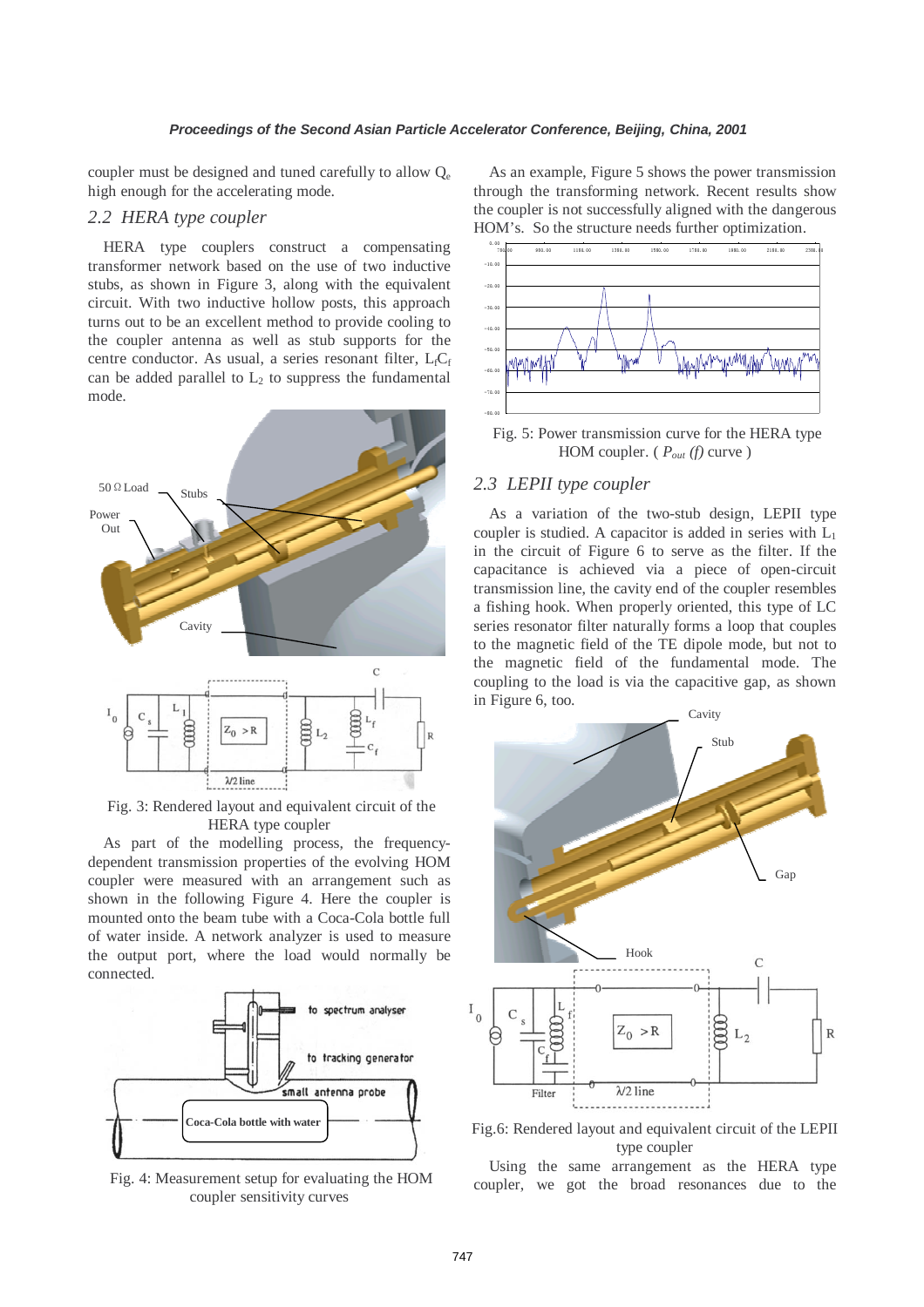coupler must be designed and tuned carefully to allow $Q_e$ high enough for the accelerating mode.

## 2.2 HERA type coupler

HERA type couplers construct a compensating transformer network based on the use of two inductive stubs, as shown in Figure 3, along with the equivalent circuit. With two inductive hollow posts, this approach turns out to be an excellent method to provide cooling to the coupler antenna as well as stub supports for the centre conductor. As usual, a series resonant filter, $L_fC_f$ can be added parallel to $L_2$ to suppress the fundamental mode.

Fig. 3: Rendered layout and equivalent circuit of the HERA type coupler

As part of the modelling process, the frequency-dependent transmission properties of the evolving HOM coupler were measured with an arrangement such as shown in the following Figure 4. Here the coupler is mounted onto the beam tube with a Coca-Cola bottle full of water inside. A network analyzer is used to measure the output port, where the load would normally be connected.

Fig. 4: Measurement setup for evaluating the HOM coupler sensitivity curves

As an example, Figure 5 shows the power transmission through the transforming network. Recent results show the coupler is not successfully aligned with the dangerous HOM's. So the structure needs further optimization.

Fig. 5: Power transmission curve for the HERA type HOM coupler. ( $P_{out}$ *(f)* curve )

## 2.3 LEPII type coupler

As a variation of the two-stub design, LEPII type coupler is studied. A capacitor is added in series with $L_1$ in the circuit of Figure 6 to serve as the filter. If the capacitance is achieved via a piece of open-circuit transmission line, the cavity end of the coupler resembles a fishing hook. When properly oriented, this type of LC series resonator filter naturally forms a loop that couples to the magnetic field of the TE dipole mode, but not to the magnetic field of the fundamental mode. The coupling to the load is via the capacitive gap, as shown in Figure 6, too.

Fig.6: Rendered layout and equivalent circuit of the LEPII type coupler

Using the same arrangement as the HERA type coupler, we got the broad resonances due to the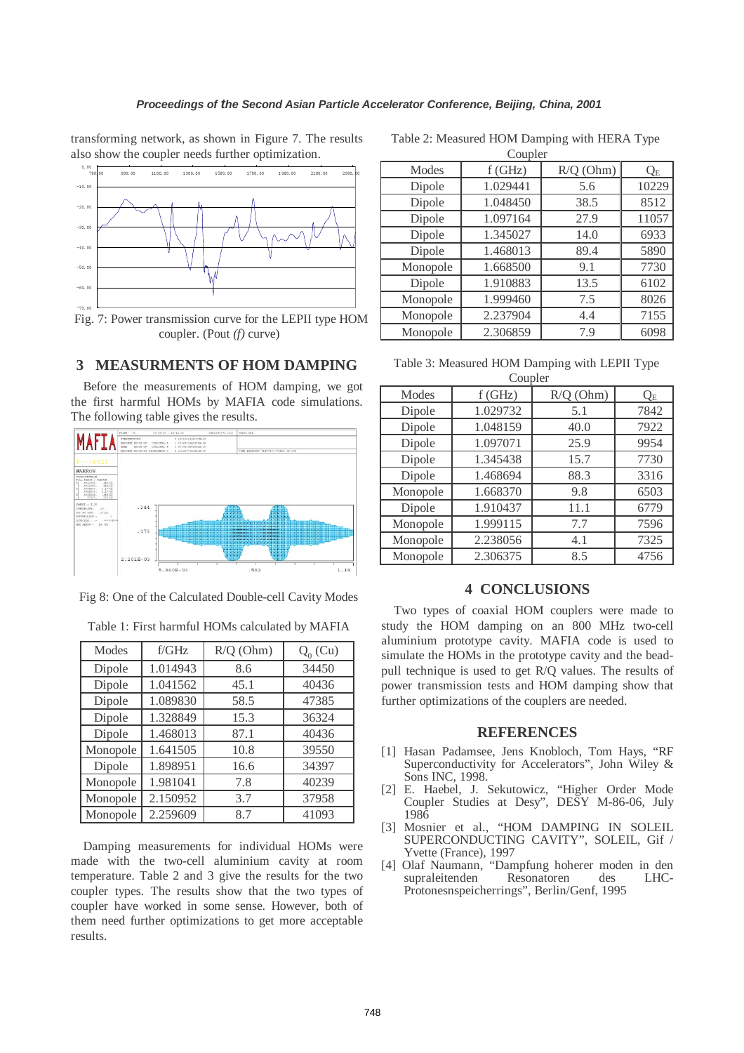transforming network, as shown in Figure 7. The results also show the coupler needs further optimization.

0.00
780.00 980.00 1180.00 1380.00 1580.00 1780.00 1980.00 2180.00 2380.00
-10.00
-20.00
-30.00
-40.00
-50.00
-60.00
-70.00

Fig. 7: Power transmission curve for the LEPII type HOM coupler. (Pout *(f)* curve)

## 3 MEASURMENTS OF HOM DAMPING

Before the measurements of HOM damping, we got the first harmful HOMs by MAFIA code simulations. The following table gives the results.

MAFIA
.344
.173
2.201E-03
5.860E-03
.592
1.18

Fig 8: One of the Calculated Double-cell Cavity Modes

Table 1: First harmful HOMs calculated by MAFIA

| Modes | f/GHz | R/Q (Ohm) | $Q_0$ (Cu) |
|---|---|---|---|
| Dipole | 1.014943 | 8.6 | 34450 |
| Dipole | 1.041562 | 45.1 | 40436 |
| Dipole | 1.089830 | 58.5 | 47385 |
| Dipole | 1.328849 | 15.3 | 36324 |
| Dipole | 1.468013 | 87.1 | 40436 |
| Monopole | 1.641505 | 10.8 | 39550 |
| Dipole | 1.898951 | 16.6 | 34397 |
| Monopole | 1.981041 | 7.8 | 40239 |
| Monopole | 2.150952 | 3.7 | 37958 |
| Monopole | 2.259609 | 8.7 | 41093 |

Damping measurements for individual HOMs were made with the two-cell aluminium cavity at room temperature. Table 2 and 3 give the results for the two coupler types. The results show that the two types of coupler have worked in some sense. However, both of them need further optimizations to get more acceptable results.

Table 2: Measured HOM Damping with HERA Type Coupler

| Modes | f (GHz) | R/Q (Ohm) | $Q_E$ |
|---|---|---|---|
| Dipole | 1.029441 | 5.6 | 10229 |
| Dipole | 1.048450 | 38.5 | 8512 |
| Dipole | 1.097164 | 27.9 | 11057 |
| Dipole | 1.345027 | 14.0 | 6933 |
| Dipole | 1.468013 | 89.4 | 5890 |
| Monopole | 1.668500 | 9.1 | 7730 |
| Dipole | 1.910883 | 13.5 | 6102 |
| Monopole | 1.999460 | 7.5 | 8026 |
| Monopole | 2.237904 | 4.4 | 7155 |
| Monopole | 2.306859 | 7.9 | 6098 |

Table 3: Measured HOM Damping with LEPII Type Coupler

| Modes | f (GHz) | R/Q (Ohm) | $Q_E$ |
|---|---|---|---|
| Dipole | 1.029732 | 5.1 | 7842 |
| Dipole | 1.048159 | 40.0 | 7922 |
| Dipole | 1.097071 | 25.9 | 9954 |
| Dipole | 1.345438 | 15.7 | 7730 |
| Dipole | 1.468694 | 88.3 | 3316 |
| Monopole | 1.668370 | 9.8 | 6503 |
| Dipole | 1.910437 | 11.1 | 6779 |
| Monopole | 1.999115 | 7.7 | 7596 |
| Monopole | 2.238056 | 4.1 | 7325 |
| Monopole | 2.306375 | 8.5 | 4756 |

## 4 CONCLUSIONS

Two types of coaxial HOM couplers were made to study the HOM damping on an 800 MHz two-cell aluminium prototype cavity. MAFIA code is used to simulate the HOMs in the prototype cavity and the bead-pull technique is used to get R/Q values. The results of power transmission tests and HOM damping show that further optimizations of the couplers are needed.

## REFERENCES

[1] Hasan Padamsee, Jens Knobloch, Tom Hays, "RF Superconductivity for Accelerators", John Wiley & Sons INC, 1998.

[2] E. Haebel, J. Sekutowicz, "Higher Order Mode Coupler Studies at Desy", DESY M-86-06, July 1986

[3] Mosnier et al., "HOM DAMPING IN SOLEIL SUPERCONDUCTING CAVITY", SOLEIL, Gif / Yvette (France), 1997

[4] Olaf Naumann, "Dampfung hoherer moden in den supraleitenden Resonatoren des LHC-Protonesnspeicherrings", Berlin/Genf, 1995